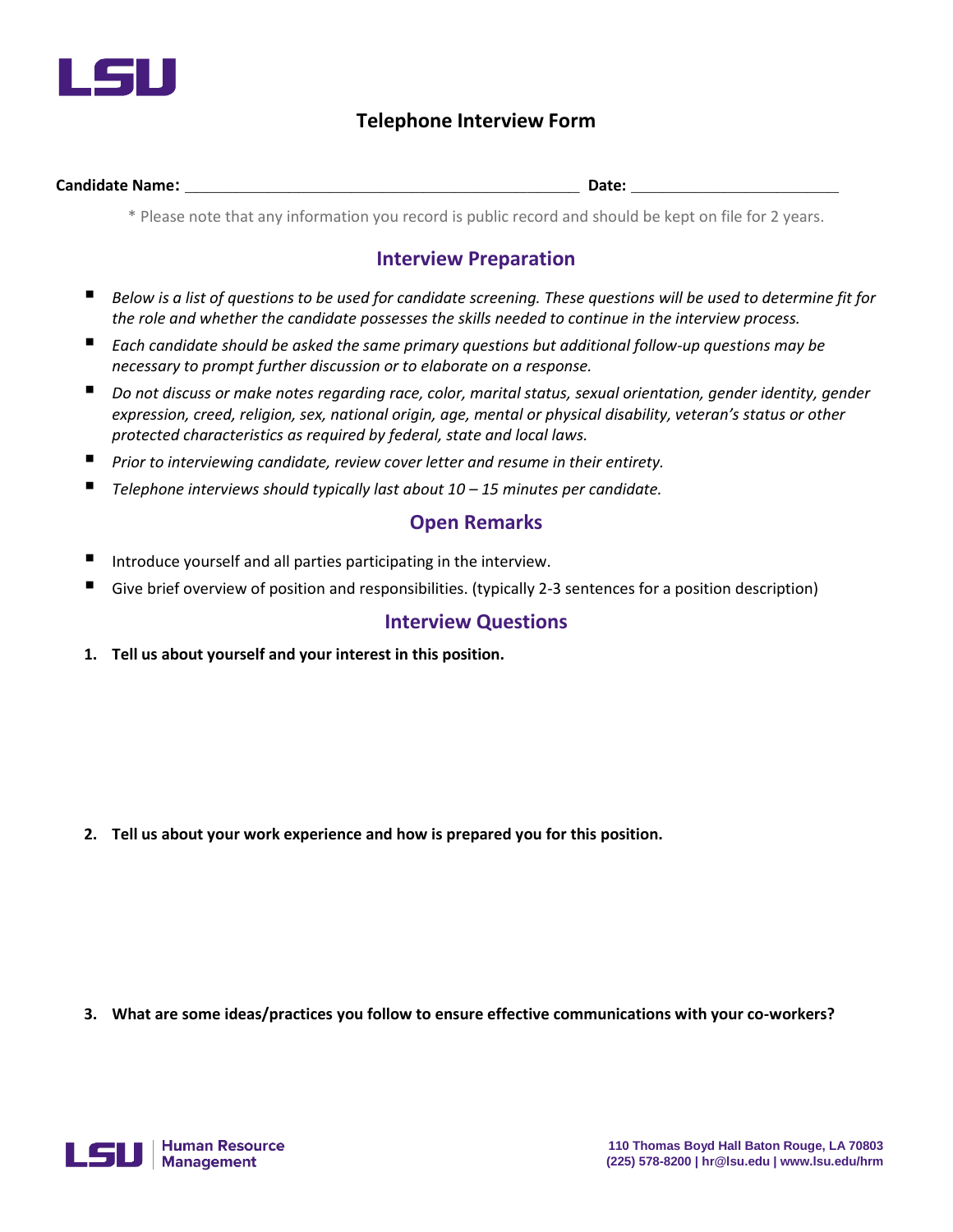# Telephone Interview Form

**Candidate Name:** _______________________________________________ **Date:** ________________________

\* Please note that any information you record is public record and should be kept on file for 2 years.

## Interview Preparation

- *Below is a list of questions to be used for candidate screening. These questions will be used to determine fit for the role and whether the candidate possesses the skills needed to continue in the interview process.*
- *Each candidate should be asked the same primary questions but additional follow-up questions may be necessary to prompt further discussion or to elaborate on a response.*
- *Do not discuss or make notes regarding race, color, marital status, sexual orientation, gender identity, gender expression, creed, religion, sex, national origin, age, mental or physical disability, veteran's status or other protected characteristics as required by federal, state and local laws.*
- *Prior to interviewing candidate, review cover letter and resume in their entirety.*
- *Telephone interviews should typically last about 10 – 15 minutes per candidate.*

## Open Remarks

- Introduce yourself and all parties participating in the interview.
- Give brief overview of position and responsibilities. (typically 2-3 sentences for a position description)

## Interview Questions

1. **Tell us about yourself and your interest in this position.**

2. **Tell us about your work experience and how is prepared you for this position.**

3. **What are some ideas/practices you follow to ensure effective communications with your co-workers?**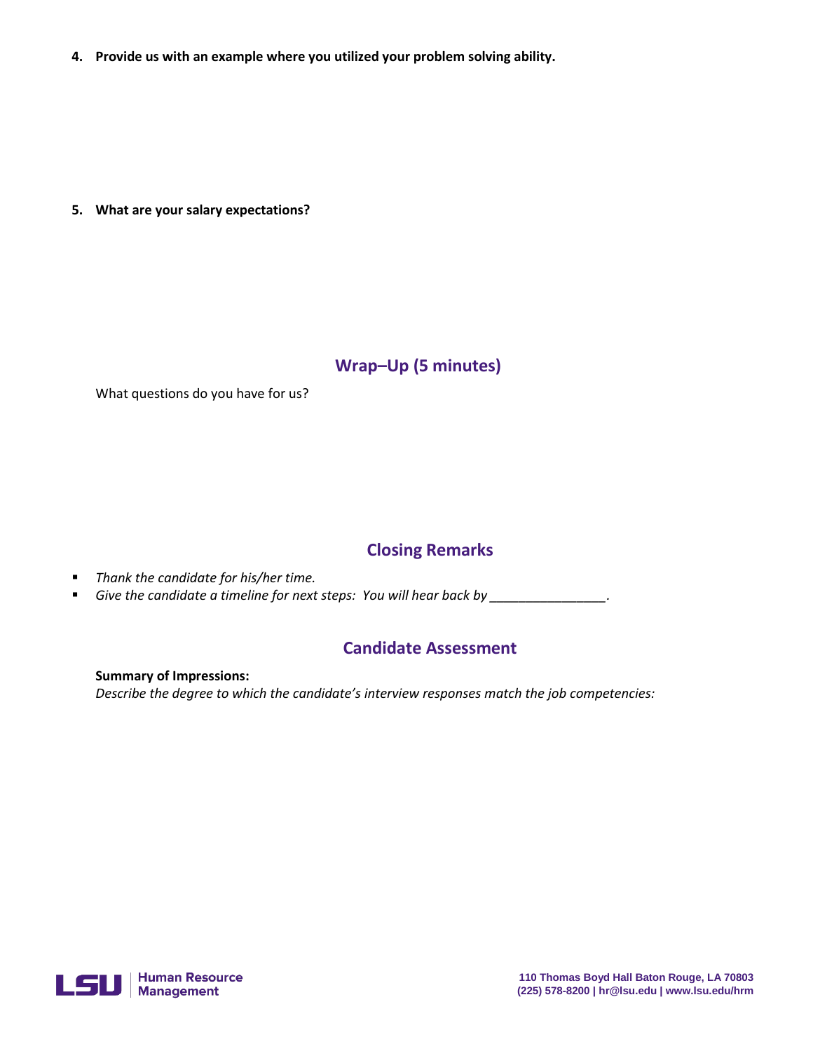4. **Provide us with an example where you utilized your problem solving ability.**

5. **What are your salary expectations?**

## Wrap–Up (5 minutes)

What questions do you have for us?

## Closing Remarks

- *Thank the candidate for his/her time.*
- *Give the candidate a timeline for next steps: You will hear back by ________________.*

## Candidate Assessment

**Summary of Impressions:**
*Describe the degree to which the candidate's interview responses match the job competencies:*